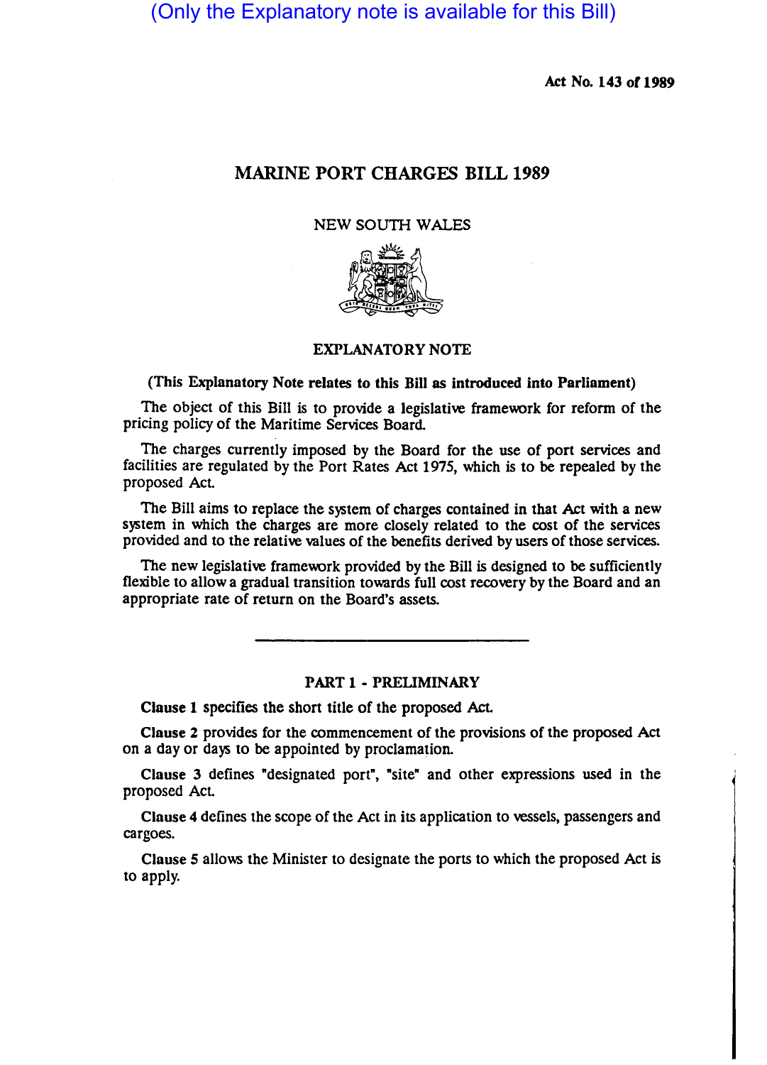(Only the Explanatory note is available for this Bill)

Act No. 143 of 1989

# MARINE PORT CHARGES BILL 1989

NEW SOUTH WALES

## EXPLANATORY NOTE

**(This Explanatory Note relates to this Bill as introduced into Parliament)**

The object of this Bill is to provide a legislative framework for reform of the pricing policy of the Maritime Services Board.

The charges currently imposed by the Board for the use of port services and facilities are regulated by the Port Rates Act 1975, which is to be repealed by the proposed Act.

The Bill aims to replace the system of charges contained in that Act with a new system in which the charges are more closely related to the cost of the services provided and to the relative values of the benefits derived by users of those services.

The new legislative framework provided by the Bill is designed to be sufficiently flexible to allow a gradual transition towards full cost recovery by the Board and an appropriate rate of return on the Board's assets.

---

## PART 1 - PRELIMINARY

**Clause 1** specifies the short title of the proposed Act.

**Clause 2** provides for the commencement of the provisions of the proposed Act on a day or days to be appointed by proclamation.

**Clause 3** defines "designated port", "site" and other expressions used in the proposed Act.

**Clause 4** defines the scope of the Act in its application to vessels, passengers and cargoes.

**Clause 5** allows the Minister to designate the ports to which the proposed Act is to apply.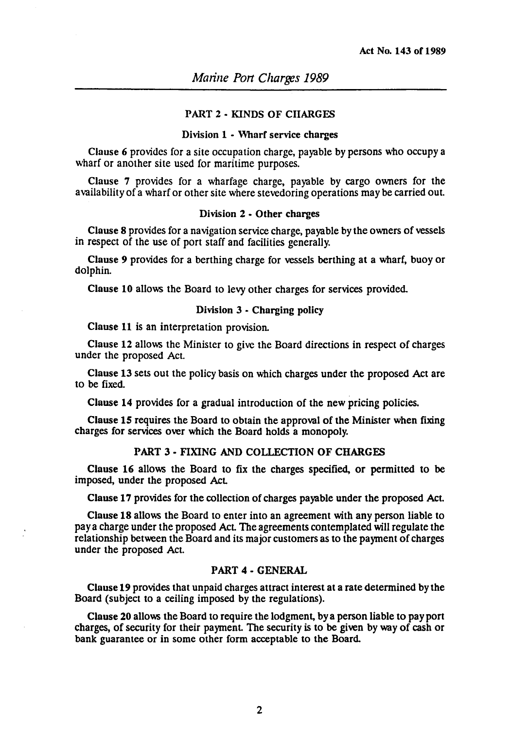## PART 2 - KINDS OF CHARGES

### Division 1 - Wharf service charges

**Clause 6** provides for a site occupation charge, payable by persons who occupy a wharf or another site used for maritime purposes.

**Clause 7** provides for a wharfage charge, payable by cargo owners for the availability of a wharf or other site where stevedoring operations may be carried out.

### Division 2 - Other charges

**Clause 8** provides for a navigation service charge, payable by the owners of vessels in respect of the use of port staff and facilities generally.

**Clause 9** provides for a berthing charge for vessels berthing at a wharf, buoy or dolphin.

**Clause 10** allows the Board to levy other charges for services provided.

### Division 3 - Charging policy

**Clause 11** is an interpretation provision.

**Clause 12** allows the Minister to give the Board directions in respect of charges under the proposed Act.

**Clause 13** sets out the policy basis on which charges under the proposed Act are to be fixed.

**Clause 14** provides for a gradual introduction of the new pricing policies.

**Clause 15** requires the Board to obtain the approval of the Minister when fixing charges for services over which the Board holds a monopoly.

## PART 3 - FIXING AND COLLECTION OF CHARGES

**Clause 16** allows the Board to fix the charges specified, or permitted to be imposed, under the proposed Act.

**Clause 17** provides for the collection of charges payable under the proposed Act.

**Clause 18** allows the Board to enter into an agreement with any person liable to pay a charge under the proposed Act. The agreements contemplated will regulate the relationship between the Board and its major customers as to the payment of charges under the proposed Act.

## PART 4 - GENERAL

**Clause 19** provides that unpaid charges attract interest at a rate determined by the Board (subject to a ceiling imposed by the regulations).

**Clause 20** allows the Board to require the lodgment, by a person liable to pay port charges, of security for their payment. The security is to be given by way of cash or bank guarantee or in some other form acceptable to the Board.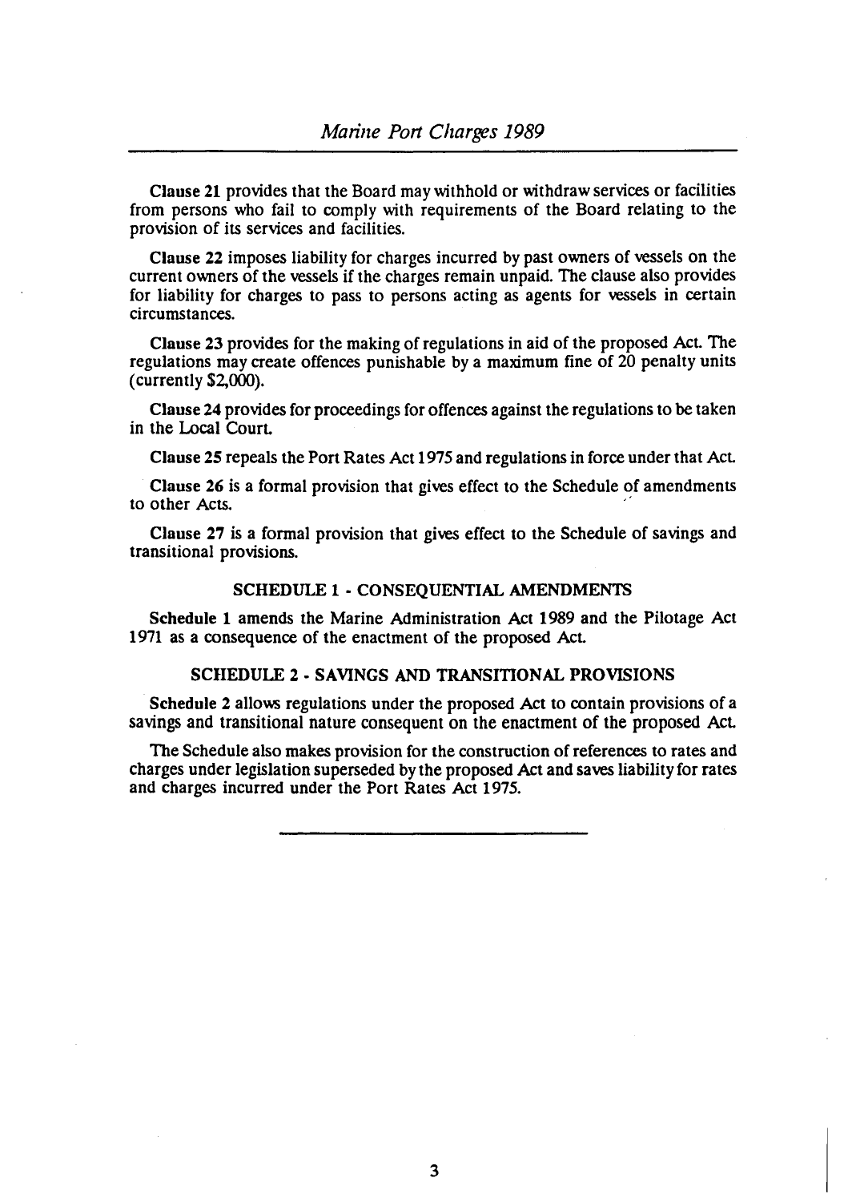**Clause 21** provides that the Board may withhold or withdraw services or facilities from persons who fail to comply with requirements of the Board relating to the provision of its services and facilities.

**Clause 22** imposes liability for charges incurred by past owners of vessels on the current owners of the vessels if the charges remain unpaid. The clause also provides for liability for charges to pass to persons acting as agents for vessels in certain circumstances.

**Clause 23** provides for the making of regulations in aid of the proposed Act. The regulations may create offences punishable by a maximum fine of 20 penalty units (currently $2,000).

**Clause 24** provides for proceedings for offences against the regulations to be taken in the Local Court.

**Clause 25** repeals the Port Rates Act 1975 and regulations in force under that Act.

**Clause 26** is a formal provision that gives effect to the Schedule of amendments to other Acts.

**Clause 27** is a formal provision that gives effect to the Schedule of savings and transitional provisions.

## SCHEDULE 1 - CONSEQUENTIAL AMENDMENTS

**Schedule 1** amends the Marine Administration Act 1989 and the Pilotage Act 1971 as a consequence of the enactment of the proposed Act.

## SCHEDULE 2 - SAVINGS AND TRANSITIONAL PROVISIONS

**Schedule 2** allows regulations under the proposed Act to contain provisions of a savings and transitional nature consequent on the enactment of the proposed Act.

The Schedule also makes provision for the construction of references to rates and charges under legislation superseded by the proposed Act and saves liability for rates and charges incurred under the Port Rates Act 1975.